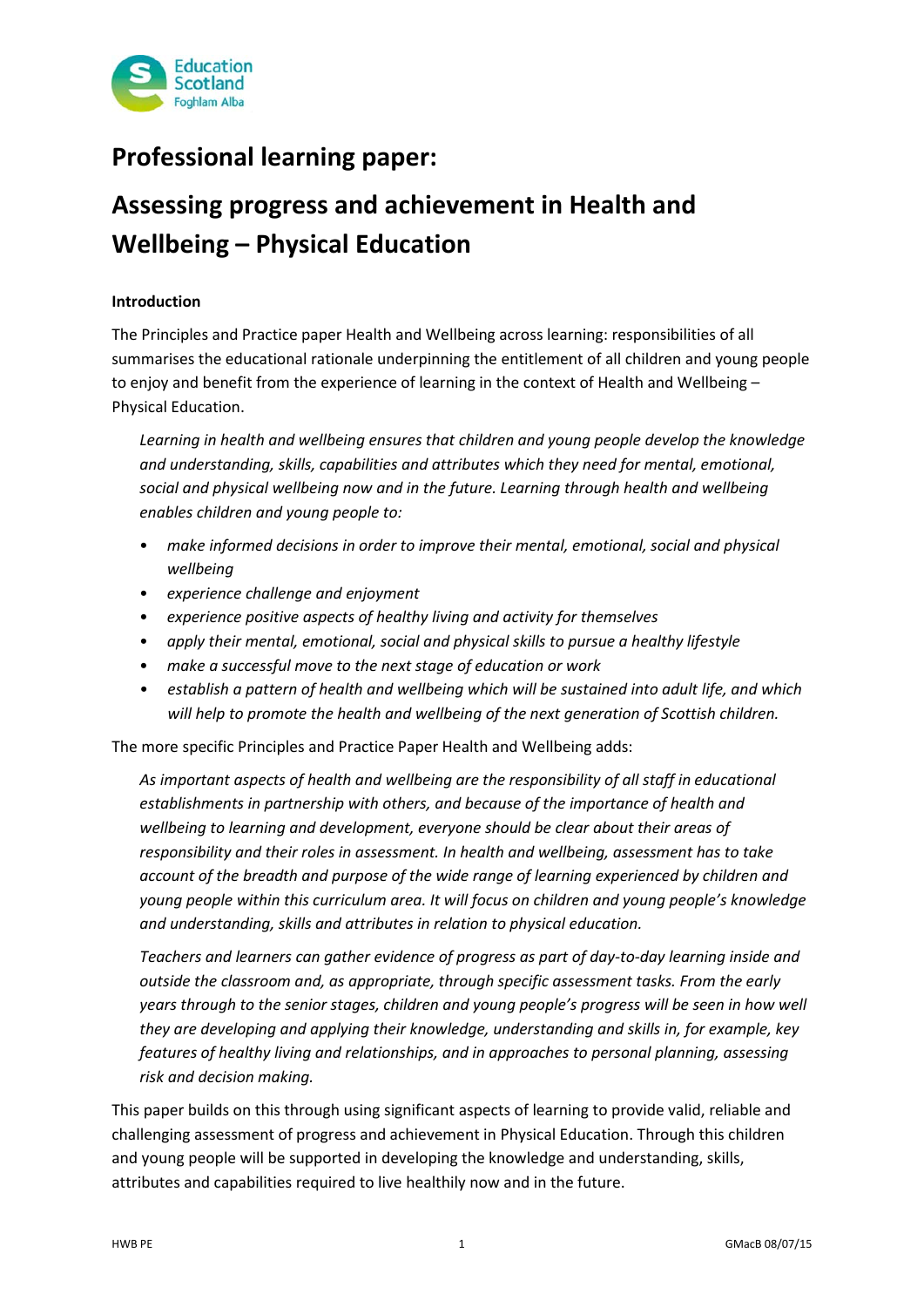# Professional learning paper:

# Assessing progress and achievement in Health and Wellbeing – Physical Education

**Introduction**

The Principles and Practice paper Health and Wellbeing across learning: responsibilities of all summarises the educational rationale underpinning the entitlement of all children and young people to enjoy and benefit from the experience of learning in the context of Health and Wellbeing – Physical Education.

> *Learning in health and wellbeing ensures that children and young people develop the knowledge and understanding, skills, capabilities and attributes which they need for mental, emotional, social and physical wellbeing now and in the future. Learning through health and wellbeing enables children and young people to:*
>
> - *make informed decisions in order to improve their mental, emotional, social and physical wellbeing*
> - *experience challenge and enjoyment*
> - *experience positive aspects of healthy living and activity for themselves*
> - *apply their mental, emotional, social and physical skills to pursue a healthy lifestyle*
> - *make a successful move to the next stage of education or work*
> - *establish a pattern of health and wellbeing which will be sustained into adult life, and which will help to promote the health and wellbeing of the next generation of Scottish children.*

The more specific Principles and Practice Paper Health and Wellbeing adds:

> *As important aspects of health and wellbeing are the responsibility of all staff in educational establishments in partnership with others, and because of the importance of health and wellbeing to learning and development, everyone should be clear about their areas of responsibility and their roles in assessment. In health and wellbeing, assessment has to take account of the breadth and purpose of the wide range of learning experienced by children and young people within this curriculum area. It will focus on children and young people's knowledge and understanding, skills and attributes in relation to physical education.*
>
> *Teachers and learners can gather evidence of progress as part of day-to-day learning inside and outside the classroom and, as appropriate, through specific assessment tasks. From the early years through to the senior stages, children and young people's progress will be seen in how well they are developing and applying their knowledge, understanding and skills in, for example, key features of healthy living and relationships, and in approaches to personal planning, assessing risk and decision making.*

This paper builds on this through using significant aspects of learning to provide valid, reliable and challenging assessment of progress and achievement in Physical Education. Through this children and young people will be supported in developing the knowledge and understanding, skills, attributes and capabilities required to live healthily now and in the future.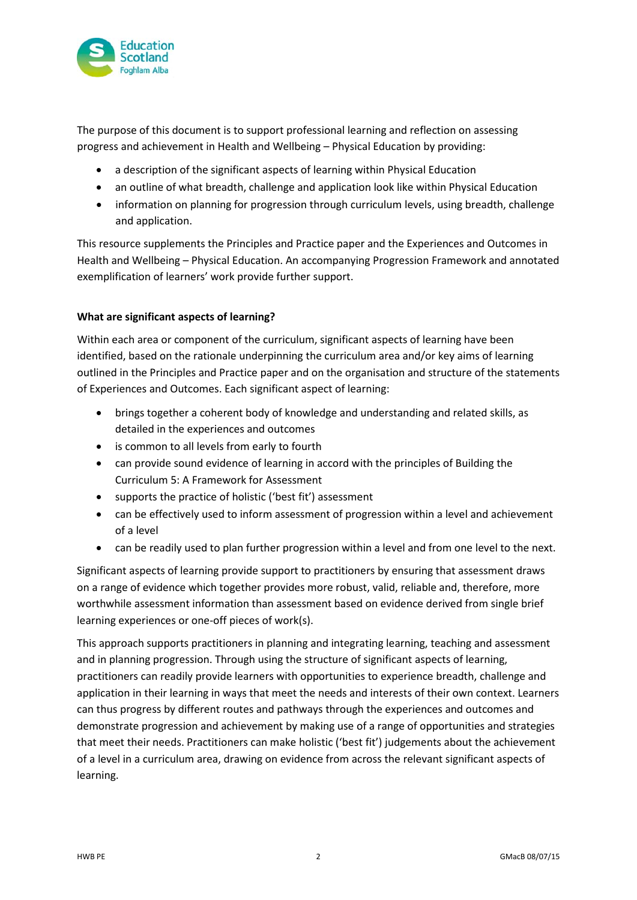The purpose of this document is to support professional learning and reflection on assessing progress and achievement in Health and Wellbeing – Physical Education by providing:

- a description of the significant aspects of learning within Physical Education
- an outline of what breadth, challenge and application look like within Physical Education
- information on planning for progression through curriculum levels, using breadth, challenge and application.

This resource supplements the Principles and Practice paper and the Experiences and Outcomes in Health and Wellbeing – Physical Education. An accompanying Progression Framework and annotated exemplification of learners' work provide further support.

**What are significant aspects of learning?**

Within each area or component of the curriculum, significant aspects of learning have been identified, based on the rationale underpinning the curriculum area and/or key aims of learning outlined in the Principles and Practice paper and on the organisation and structure of the statements of Experiences and Outcomes. Each significant aspect of learning:

- brings together a coherent body of knowledge and understanding and related skills, as detailed in the experiences and outcomes
- is common to all levels from early to fourth
- can provide sound evidence of learning in accord with the principles of Building the Curriculum 5: A Framework for Assessment
- supports the practice of holistic ('best fit') assessment
- can be effectively used to inform assessment of progression within a level and achievement of a level
- can be readily used to plan further progression within a level and from one level to the next.

Significant aspects of learning provide support to practitioners by ensuring that assessment draws on a range of evidence which together provides more robust, valid, reliable and, therefore, more worthwhile assessment information than assessment based on evidence derived from single brief learning experiences or one-off pieces of work(s).

This approach supports practitioners in planning and integrating learning, teaching and assessment and in planning progression. Through using the structure of significant aspects of learning, practitioners can readily provide learners with opportunities to experience breadth, challenge and application in their learning in ways that meet the needs and interests of their own context. Learners can thus progress by different routes and pathways through the experiences and outcomes and demonstrate progression and achievement by making use of a range of opportunities and strategies that meet their needs. Practitioners can make holistic ('best fit') judgements about the achievement of a level in a curriculum area, drawing on evidence from across the relevant significant aspects of learning.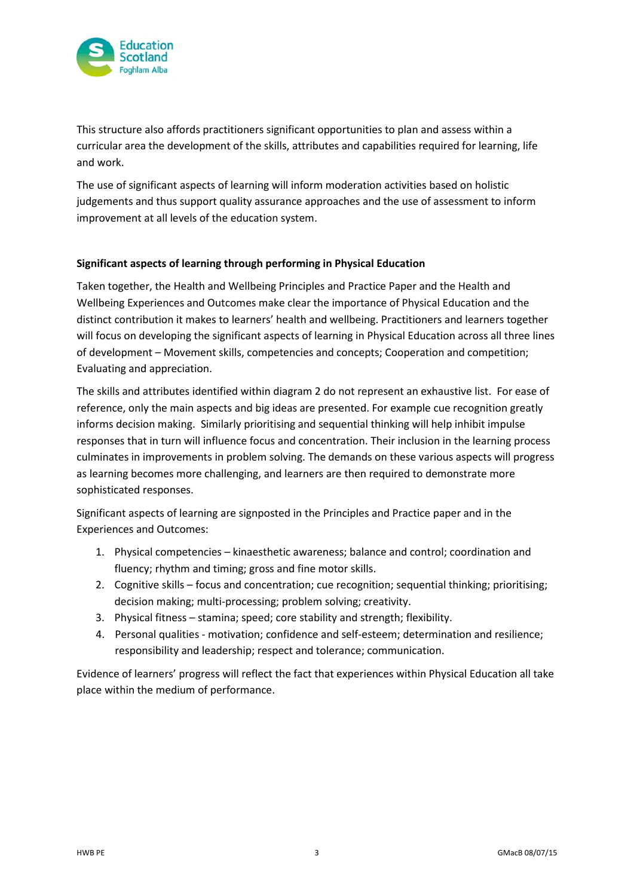This structure also affords practitioners significant opportunities to plan and assess within a curricular area the development of the skills, attributes and capabilities required for learning, life and work.

The use of significant aspects of learning will inform moderation activities based on holistic judgements and thus support quality assurance approaches and the use of assessment to inform improvement at all levels of the education system.

**Significant aspects of learning through performing in Physical Education**

Taken together, the Health and Wellbeing Principles and Practice Paper and the Health and Wellbeing Experiences and Outcomes make clear the importance of Physical Education and the distinct contribution it makes to learners' health and wellbeing. Practitioners and learners together will focus on developing the significant aspects of learning in Physical Education across all three lines of development – Movement skills, competencies and concepts; Cooperation and competition; Evaluating and appreciation.

The skills and attributes identified within diagram 2 do not represent an exhaustive list. For ease of reference, only the main aspects and big ideas are presented. For example cue recognition greatly informs decision making. Similarly prioritising and sequential thinking will help inhibit impulse responses that in turn will influence focus and concentration. Their inclusion in the learning process culminates in improvements in problem solving. The demands on these various aspects will progress as learning becomes more challenging, and learners are then required to demonstrate more sophisticated responses.

Significant aspects of learning are signposted in the Principles and Practice paper and in the Experiences and Outcomes:

1. Physical competencies – kinaesthetic awareness; balance and control; coordination and fluency; rhythm and timing; gross and fine motor skills.
2. Cognitive skills – focus and concentration; cue recognition; sequential thinking; prioritising; decision making; multi-processing; problem solving; creativity.
3. Physical fitness – stamina; speed; core stability and strength; flexibility.
4. Personal qualities - motivation; confidence and self-esteem; determination and resilience; responsibility and leadership; respect and tolerance; communication.

Evidence of learners' progress will reflect the fact that experiences within Physical Education all take place within the medium of performance.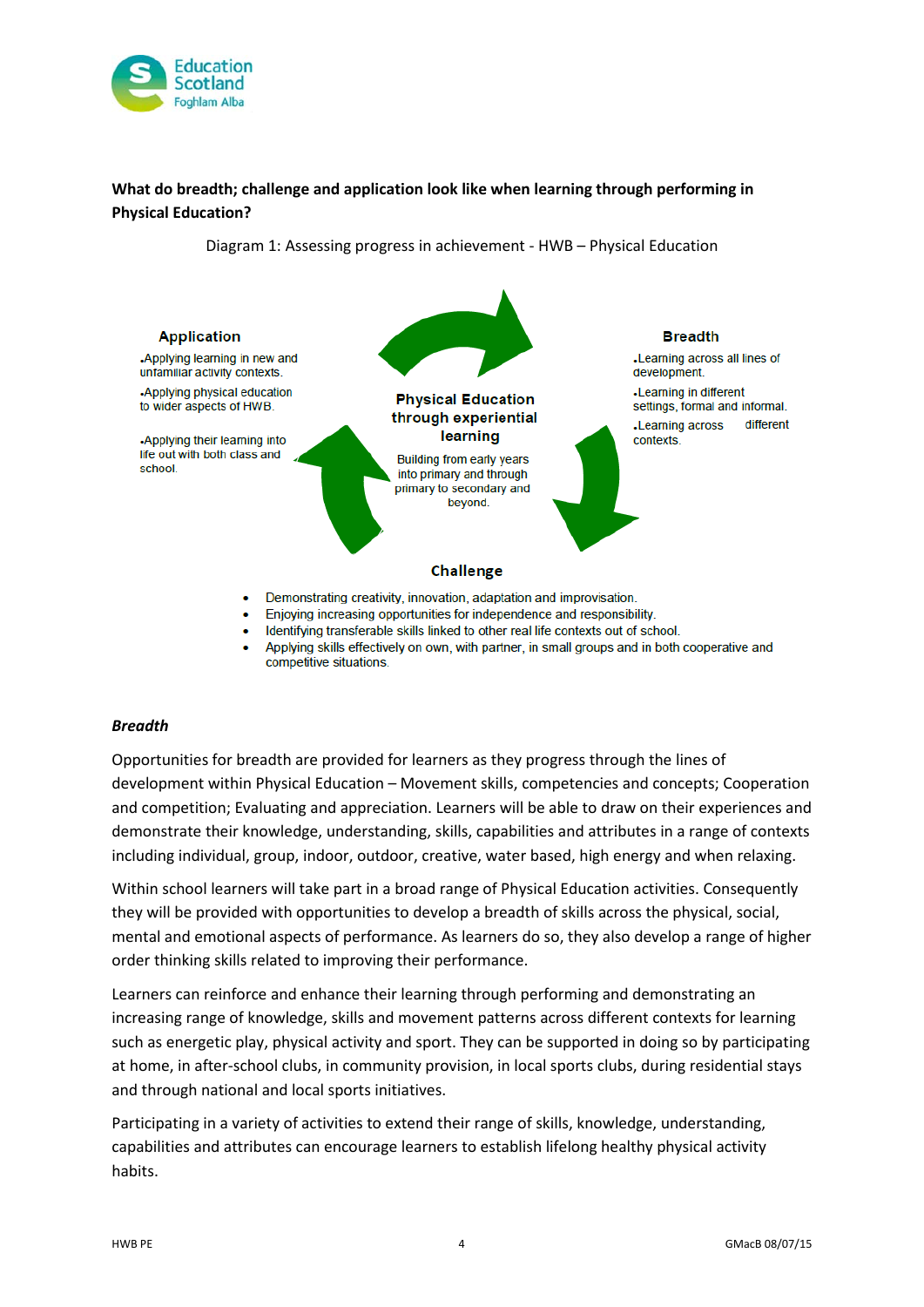**What do breadth; challenge and application look like when learning through performing in Physical Education?**

Diagram 1: Assessing progress in achievement - HWB – Physical Education

**Physical Education through experiential learning**

Building from early years into primary and through primary to secondary and beyond.

**Breadth**

- Learning across all lines of development.
- Learning in different settings, formal and informal.
- Learning across different contexts.

**Challenge**

- Demonstrating creativity, innovation, adaptation and improvisation.
- Enjoying increasing opportunities for independence and responsibility.
- Identifying transferable skills linked to other real life contexts out of school.
- Applying skills effectively on own, with partner, in small groups and in both cooperative and competitive situations.

**Application**

- Applying learning in new and unfamiliar activity contexts.
- Applying physical education to wider aspects of HWB.
- Applying their learning into life out with both class and school.

***Breadth***

Opportunities for breadth are provided for learners as they progress through the lines of development within Physical Education – Movement skills, competencies and concepts; Cooperation and competition; Evaluating and appreciation. Learners will be able to draw on their experiences and demonstrate their knowledge, understanding, skills, capabilities and attributes in a range of contexts including individual, group, indoor, outdoor, creative, water based, high energy and when relaxing.

Within school learners will take part in a broad range of Physical Education activities. Consequently they will be provided with opportunities to develop a breadth of skills across the physical, social, mental and emotional aspects of performance. As learners do so, they also develop a range of higher order thinking skills related to improving their performance.

Learners can reinforce and enhance their learning through performing and demonstrating an increasing range of knowledge, skills and movement patterns across different contexts for learning such as energetic play, physical activity and sport. They can be supported in doing so by participating at home, in after-school clubs, in community provision, in local sports clubs, during residential stays and through national and local sports initiatives.

Participating in a variety of activities to extend their range of skills, knowledge, understanding, capabilities and attributes can encourage learners to establish lifelong healthy physical activity habits.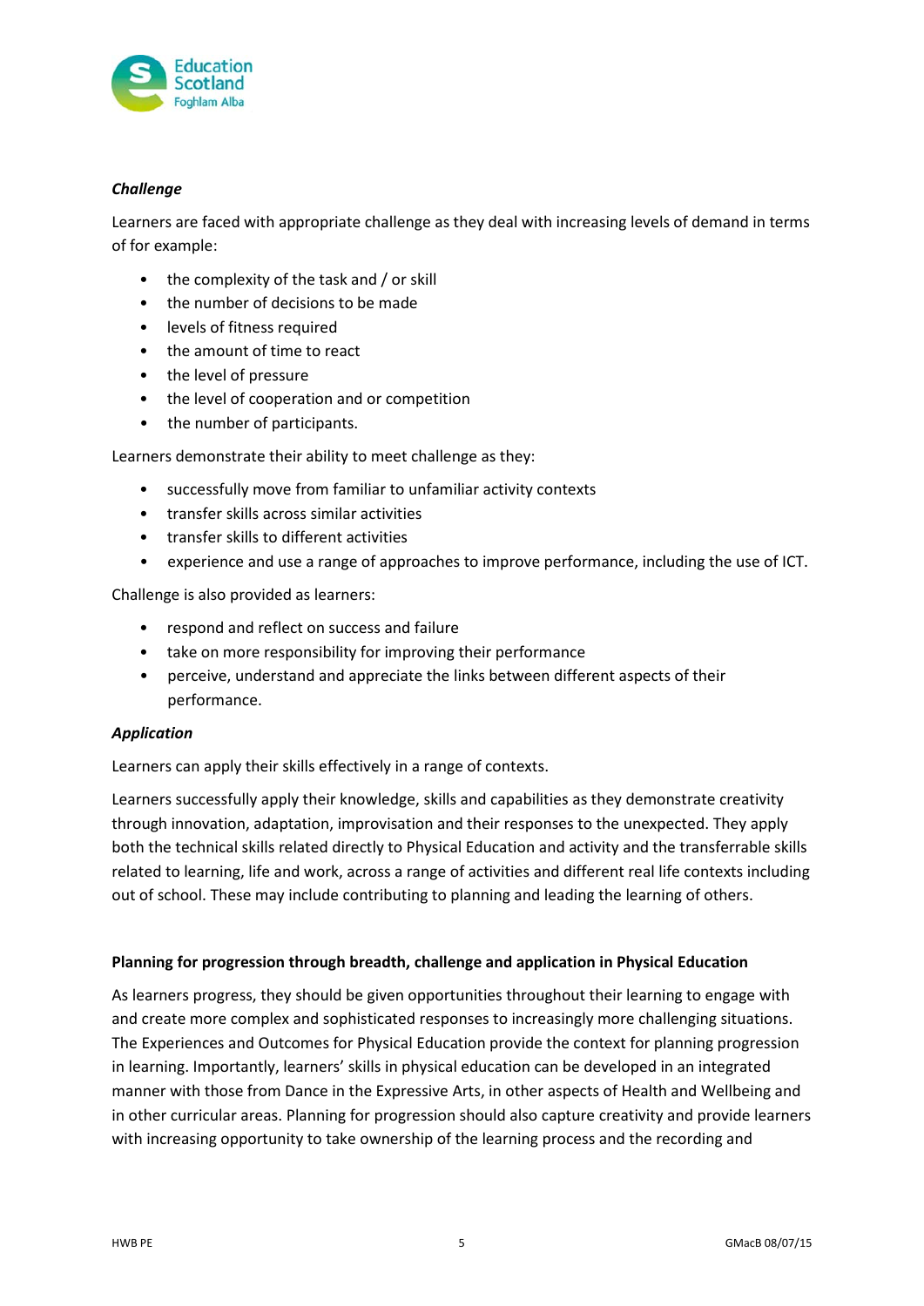***Challenge***

Learners are faced with appropriate challenge as they deal with increasing levels of demand in terms of for example:

- the complexity of the task and / or skill
- the number of decisions to be made
- levels of fitness required
- the amount of time to react
- the level of pressure
- the level of cooperation and or competition
- the number of participants.

Learners demonstrate their ability to meet challenge as they:

- successfully move from familiar to unfamiliar activity contexts
- transfer skills across similar activities
- transfer skills to different activities
- experience and use a range of approaches to improve performance, including the use of ICT.

Challenge is also provided as learners:

- respond and reflect on success and failure
- take on more responsibility for improving their performance
- perceive, understand and appreciate the links between different aspects of their performance.

***Application***

Learners can apply their skills effectively in a range of contexts.

Learners successfully apply their knowledge, skills and capabilities as they demonstrate creativity through innovation, adaptation, improvisation and their responses to the unexpected. They apply both the technical skills related directly to Physical Education and activity and the transferrable skills related to learning, life and work, across a range of activities and different real life contexts including out of school. These may include contributing to planning and leading the learning of others.

**Planning for progression through breadth, challenge and application in Physical Education**

As learners progress, they should be given opportunities throughout their learning to engage with and create more complex and sophisticated responses to increasingly more challenging situations. The Experiences and Outcomes for Physical Education provide the context for planning progression in learning. Importantly, learners' skills in physical education can be developed in an integrated manner with those from Dance in the Expressive Arts, in other aspects of Health and Wellbeing and in other curricular areas. Planning for progression should also capture creativity and provide learners with increasing opportunity to take ownership of the learning process and the recording and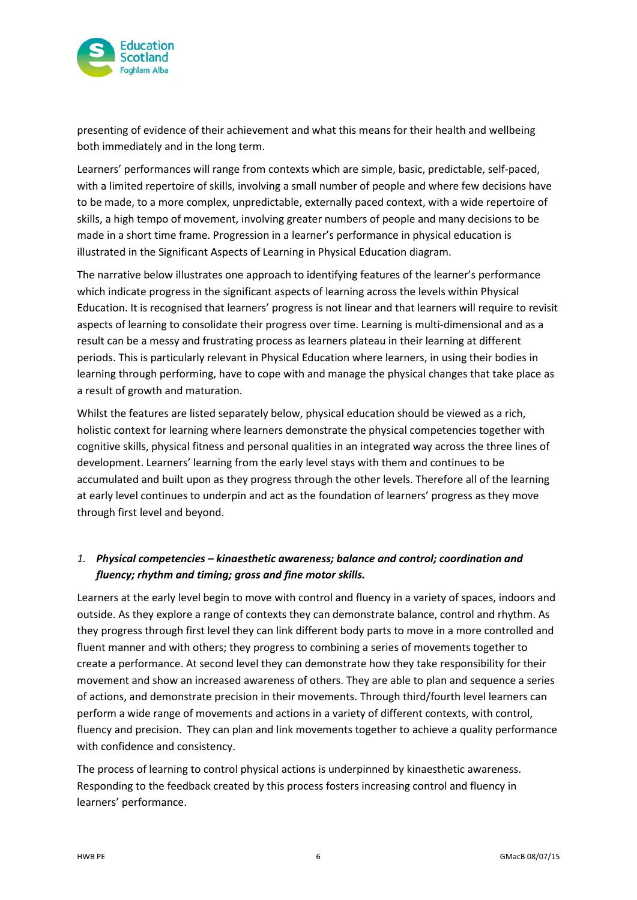presenting of evidence of their achievement and what this means for their health and wellbeing both immediately and in the long term.

Learners' performances will range from contexts which are simple, basic, predictable, self-paced, with a limited repertoire of skills, involving a small number of people and where few decisions have to be made, to a more complex, unpredictable, externally paced context, with a wide repertoire of skills, a high tempo of movement, involving greater numbers of people and many decisions to be made in a short time frame. Progression in a learner's performance in physical education is illustrated in the Significant Aspects of Learning in Physical Education diagram.

The narrative below illustrates one approach to identifying features of the learner's performance which indicate progress in the significant aspects of learning across the levels within Physical Education. It is recognised that learners' progress is not linear and that learners will require to revisit aspects of learning to consolidate their progress over time. Learning is multi-dimensional and as a result can be a messy and frustrating process as learners plateau in their learning at different periods. This is particularly relevant in Physical Education where learners, in using their bodies in learning through performing, have to cope with and manage the physical changes that take place as a result of growth and maturation.

Whilst the features are listed separately below, physical education should be viewed as a rich, holistic context for learning where learners demonstrate the physical competencies together with cognitive skills, physical fitness and personal qualities in an integrated way across the three lines of development. Learners' learning from the early level stays with them and continues to be accumulated and built upon as they progress through the other levels. Therefore all of the learning at early level continues to underpin and act as the foundation of learners' progress as they move through first level and beyond.

1. ***Physical competencies – kinaesthetic awareness; balance and control; coordination and fluency; rhythm and timing; gross and fine motor skills.***

Learners at the early level begin to move with control and fluency in a variety of spaces, indoors and outside. As they explore a range of contexts they can demonstrate balance, control and rhythm. As they progress through first level they can link different body parts to move in a more controlled and fluent manner and with others; they progress to combining a series of movements together to create a performance. At second level they can demonstrate how they take responsibility for their movement and show an increased awareness of others. They are able to plan and sequence a series of actions, and demonstrate precision in their movements. Through third/fourth level learners can perform a wide range of movements and actions in a variety of different contexts, with control, fluency and precision. They can plan and link movements together to achieve a quality performance with confidence and consistency.

The process of learning to control physical actions is underpinned by kinaesthetic awareness. Responding to the feedback created by this process fosters increasing control and fluency in learners' performance.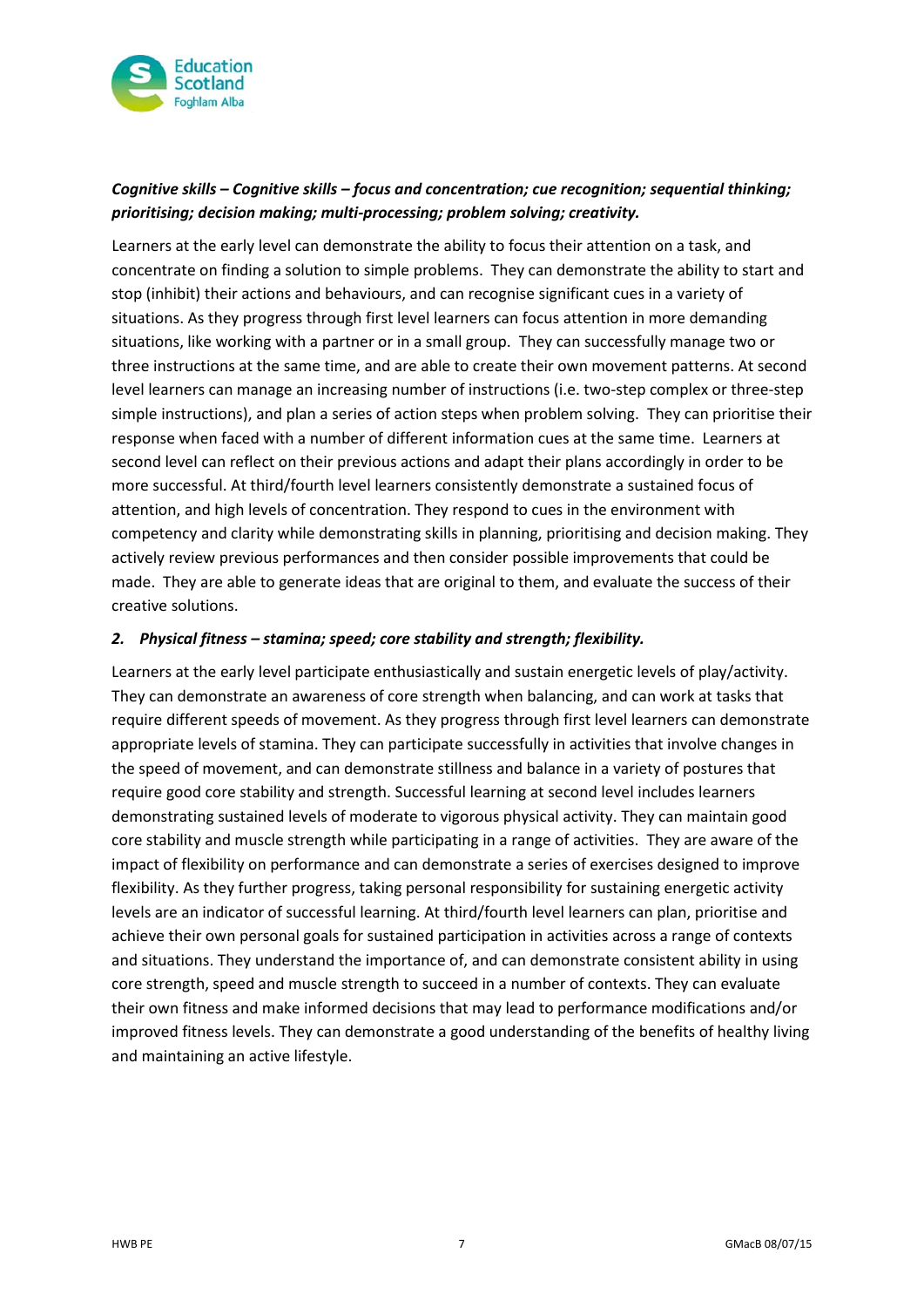***Cognitive skills – Cognitive skills – focus and concentration; cue recognition; sequential thinking; prioritising; decision making; multi-processing; problem solving; creativity.***

Learners at the early level can demonstrate the ability to focus their attention on a task, and concentrate on finding a solution to simple problems. They can demonstrate the ability to start and stop (inhibit) their actions and behaviours, and can recognise significant cues in a variety of situations. As they progress through first level learners can focus attention in more demanding situations, like working with a partner or in a small group. They can successfully manage two or three instructions at the same time, and are able to create their own movement patterns. At second level learners can manage an increasing number of instructions (i.e. two-step complex or three-step simple instructions), and plan a series of action steps when problem solving. They can prioritise their response when faced with a number of different information cues at the same time. Learners at second level can reflect on their previous actions and adapt their plans accordingly in order to be more successful. At third/fourth level learners consistently demonstrate a sustained focus of attention, and high levels of concentration. They respond to cues in the environment with competency and clarity while demonstrating skills in planning, prioritising and decision making. They actively review previous performances and then consider possible improvements that could be made. They are able to generate ideas that are original to them, and evaluate the success of their creative solutions.

***2. Physical fitness – stamina; speed; core stability and strength; flexibility.***

Learners at the early level participate enthusiastically and sustain energetic levels of play/activity. They can demonstrate an awareness of core strength when balancing, and can work at tasks that require different speeds of movement. As they progress through first level learners can demonstrate appropriate levels of stamina. They can participate successfully in activities that involve changes in the speed of movement, and can demonstrate stillness and balance in a variety of postures that require good core stability and strength. Successful learning at second level includes learners demonstrating sustained levels of moderate to vigorous physical activity. They can maintain good core stability and muscle strength while participating in a range of activities. They are aware of the impact of flexibility on performance and can demonstrate a series of exercises designed to improve flexibility. As they further progress, taking personal responsibility for sustaining energetic activity levels are an indicator of successful learning. At third/fourth level learners can plan, prioritise and achieve their own personal goals for sustained participation in activities across a range of contexts and situations. They understand the importance of, and can demonstrate consistent ability in using core strength, speed and muscle strength to succeed in a number of contexts. They can evaluate their own fitness and make informed decisions that may lead to performance modifications and/or improved fitness levels. They can demonstrate a good understanding of the benefits of healthy living and maintaining an active lifestyle.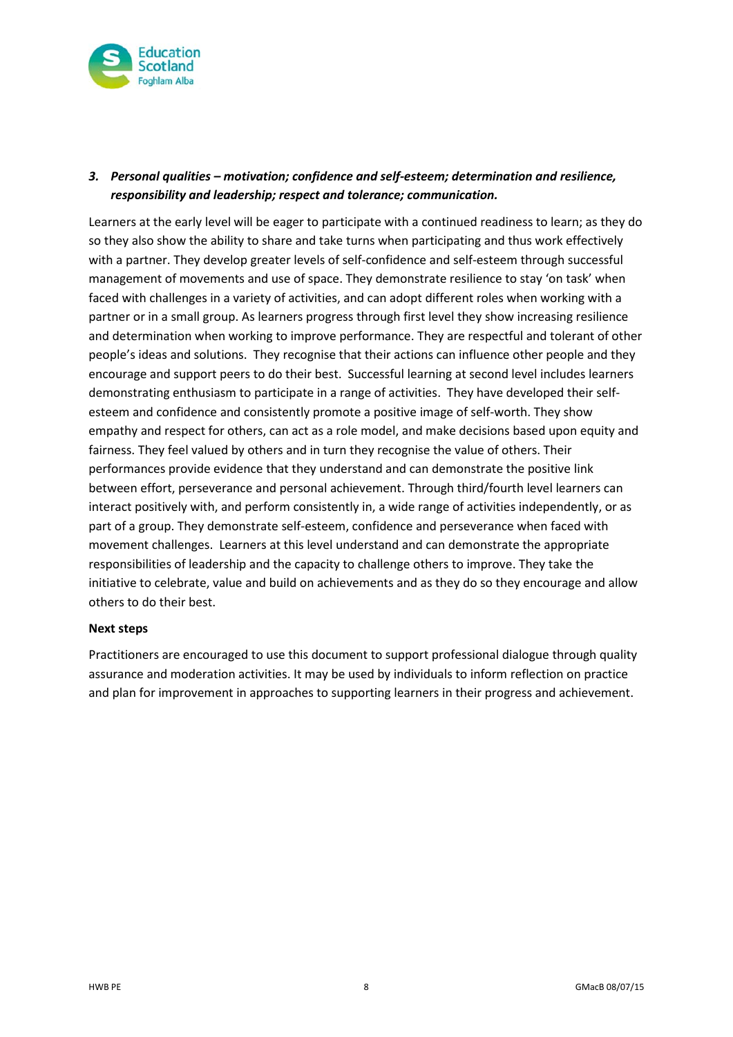### *3. Personal qualities – motivation; confidence and self-esteem; determination and resilience, responsibility and leadership; respect and tolerance; communication.*

Learners at the early level will be eager to participate with a continued readiness to learn; as they do so they also show the ability to share and take turns when participating and thus work effectively with a partner. They develop greater levels of self-confidence and self-esteem through successful management of movements and use of space. They demonstrate resilience to stay 'on task' when faced with challenges in a variety of activities, and can adopt different roles when working with a partner or in a small group. As learners progress through first level they show increasing resilience and determination when working to improve performance. They are respectful and tolerant of other people's ideas and solutions. They recognise that their actions can influence other people and they encourage and support peers to do their best. Successful learning at second level includes learners demonstrating enthusiasm to participate in a range of activities. They have developed their self-esteem and confidence and consistently promote a positive image of self-worth. They show empathy and respect for others, can act as a role model, and make decisions based upon equity and fairness. They feel valued by others and in turn they recognise the value of others. Their performances provide evidence that they understand and can demonstrate the positive link between effort, perseverance and personal achievement. Through third/fourth level learners can interact positively with, and perform consistently in, a wide range of activities independently, or as part of a group. They demonstrate self-esteem, confidence and perseverance when faced with movement challenges. Learners at this level understand and can demonstrate the appropriate responsibilities of leadership and the capacity to challenge others to improve. They take the initiative to celebrate, value and build on achievements and as they do so they encourage and allow others to do their best.

**Next steps**

Practitioners are encouraged to use this document to support professional dialogue through quality assurance and moderation activities. It may be used by individuals to inform reflection on practice and plan for improvement in approaches to supporting learners in their progress and achievement.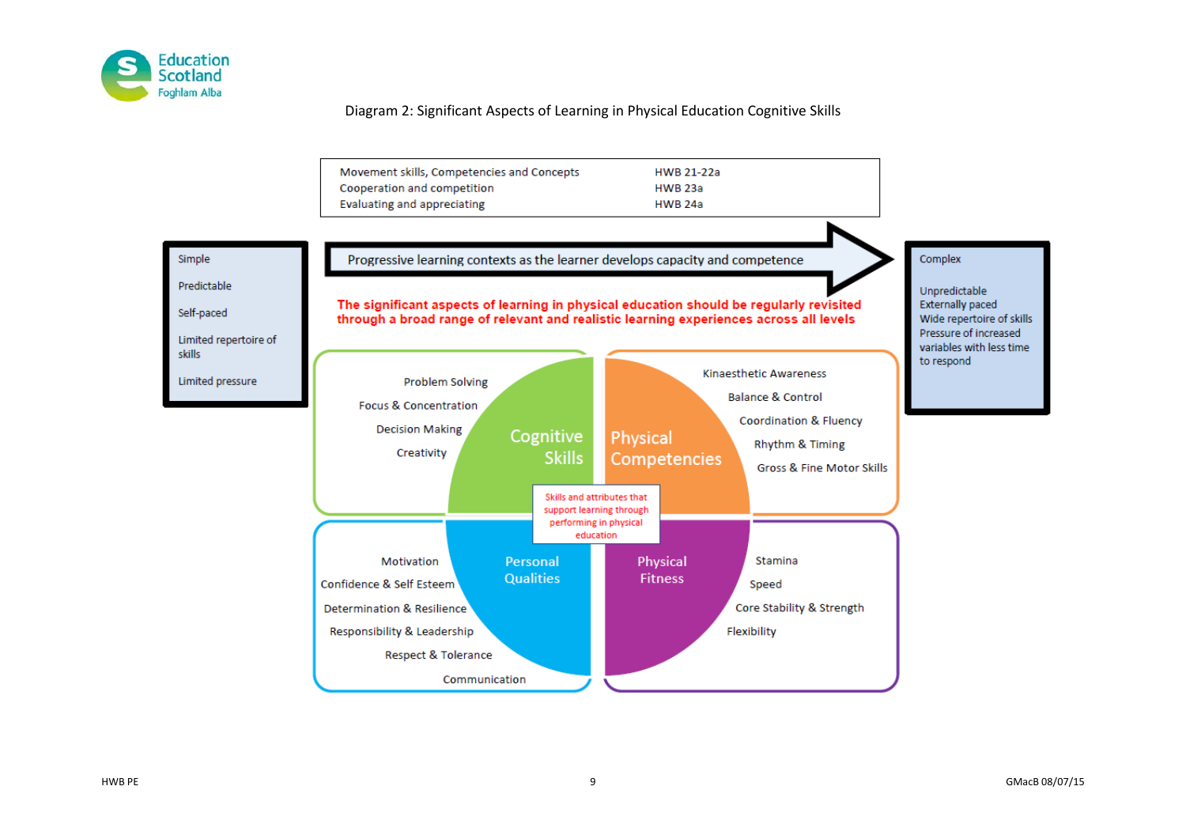Diagram 2: Significant Aspects of Learning in Physical Education Cognitive Skills

| | |
|---|---|
| Movement skills, Competencies and Concepts | HWB 21-22a |
| Cooperation and competition | HWB 23a |
| Evaluating and appreciating | HWB 24a |

Simple

Predictable

Self-paced

Limited repertoire of skills

Limited pressure

Progressive learning contexts as the learner develops capacity and competence

Complex

Unpredictable
Externally paced
Wide repertoire of skills
Pressure of increased variables with less time to respond

**The significant aspects of learning in physical education should be regularly revisited through a broad range of relevant and realistic learning experiences across all levels**

Cognitive Skills

Problem Solving
Focus & Concentration
Decision Making
Creativity

Physical Competencies

Kinaesthetic Awareness
Balance & Control
Coordination & Fluency
Rhythm & Timing
Gross & Fine Motor Skills

Skills and attributes that support learning through performing in physical education

Personal Qualities

Motivation
Confidence & Self Esteem
Determination & Resilience
Responsibility & Leadership
Respect & Tolerance
Communication

Physical Fitness

Stamina
Speed
Core Stability & Strength
Flexibility